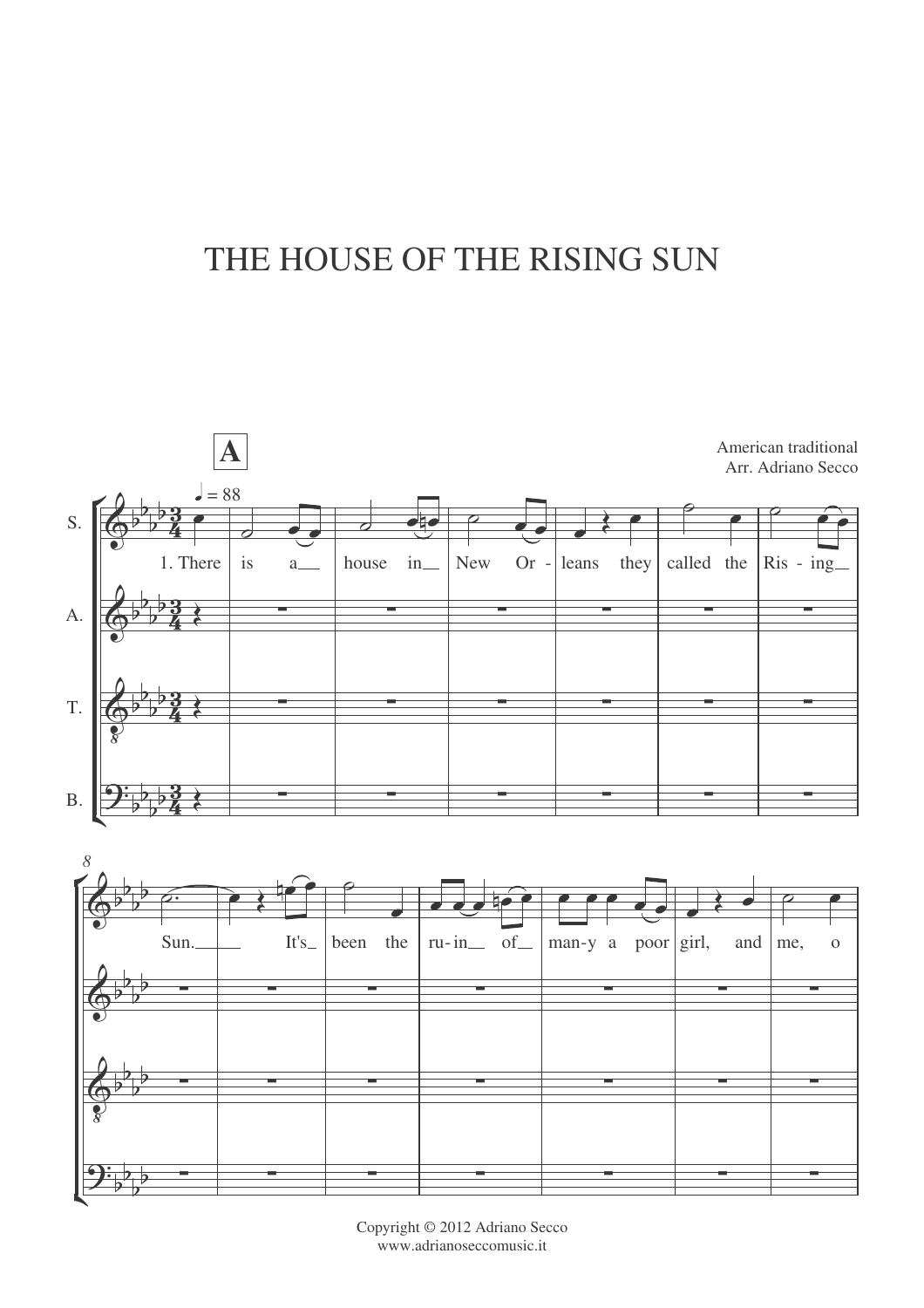# THE HOUSE OF THE RISING SUN

American traditional
Arr. Adriano Secco

Copyright © 2012 Adriano Secco
www.adrianoseccomusic.it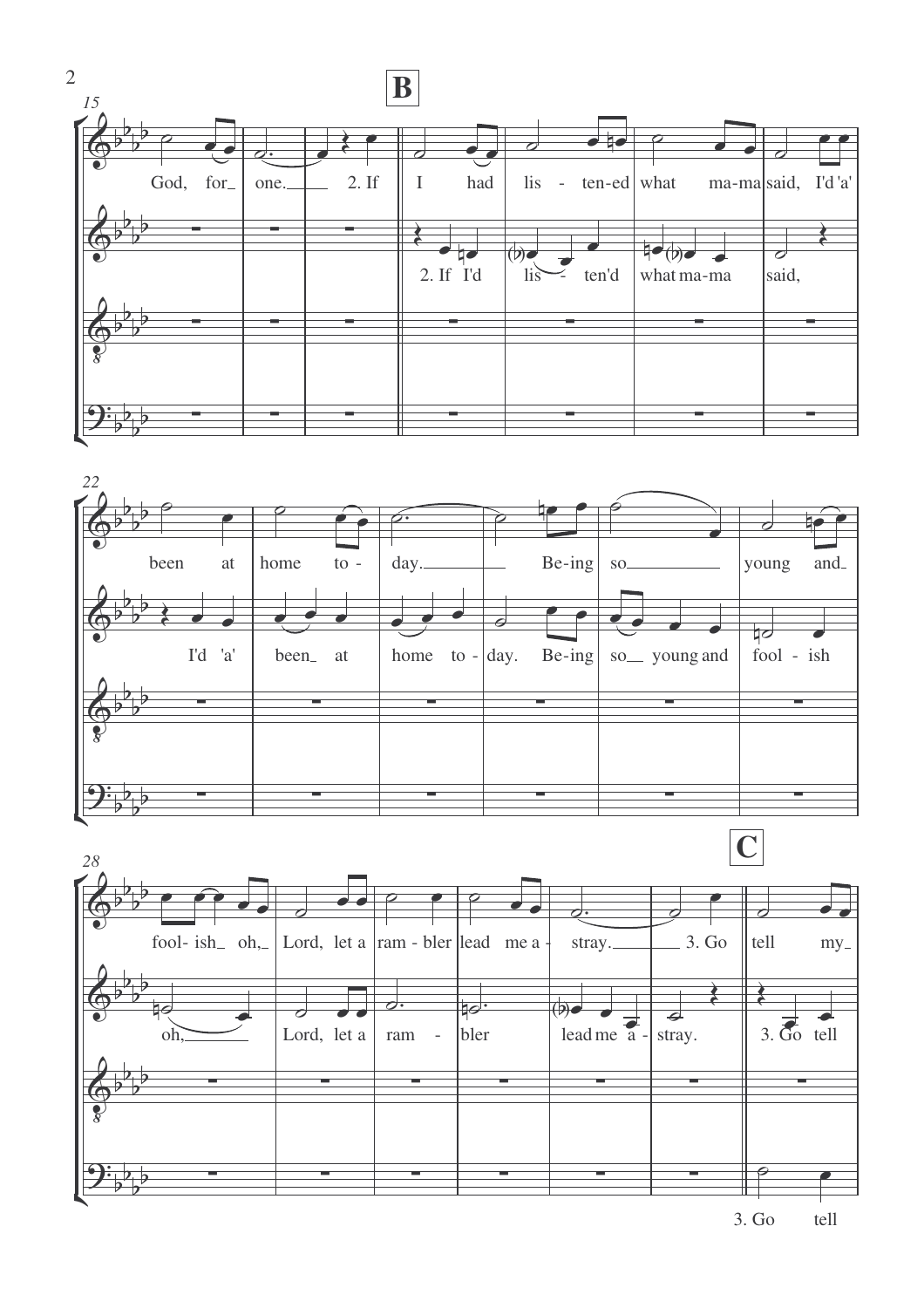**B**

15

God, for one. 2. If I had lis - ten-ed what ma-ma said, I'd 'a'

2. If I'd lis - ten'd what ma-ma said,

22

been at home to - day. Be-ing so young and fool-ish oh, Lord, let a ram - bler lead me a - stray. 3. Go tell my

I'd 'a' been at home to - day. Be-ing so young and fool - ish oh, Lord, let a ram - bler lead me a - stray.

**C**

28

3. Go tell

3. Go tell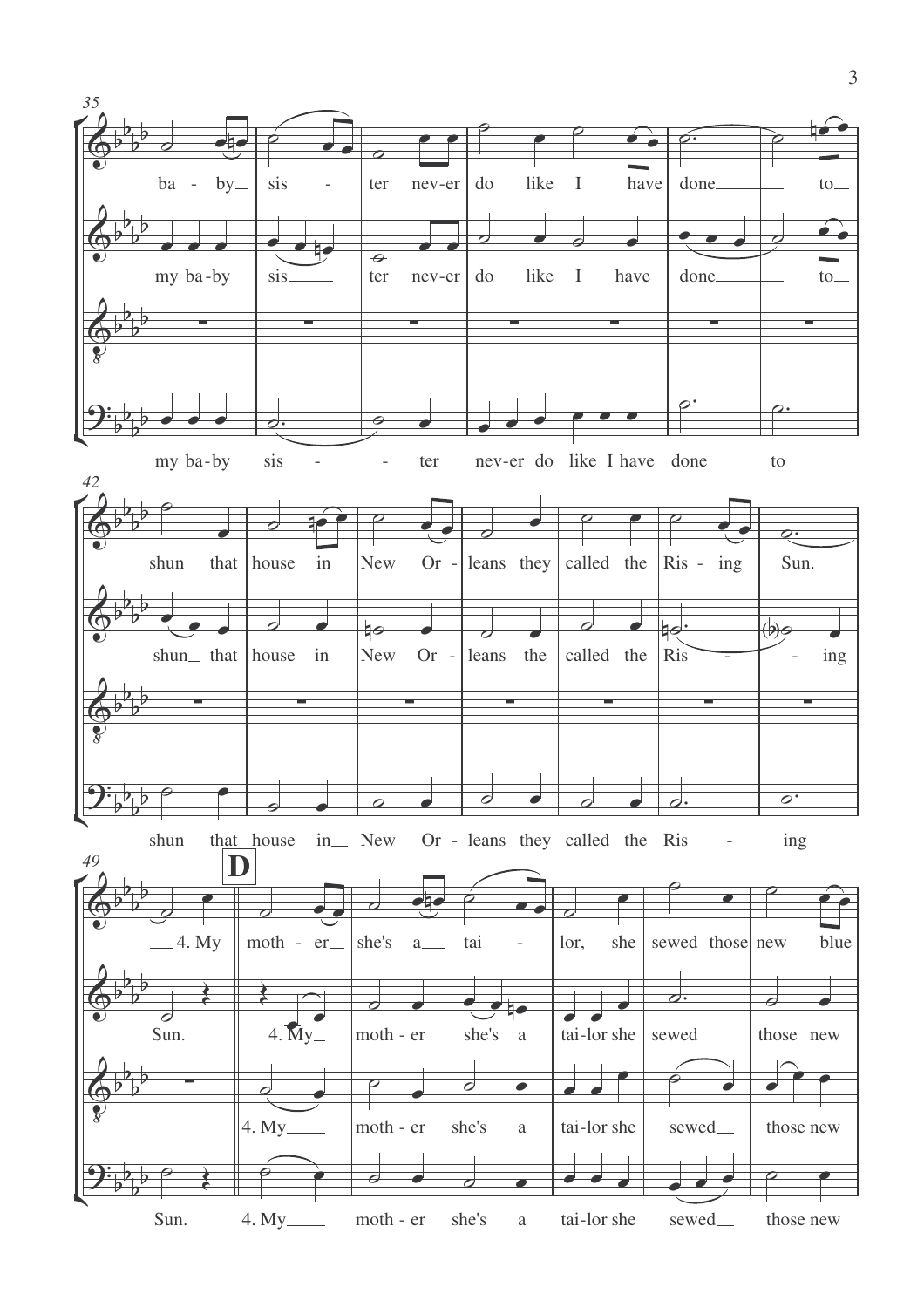35

ba - by sis - ter nev-er do like I have done to

my ba-by sis ter nev-er do like I have done to

my ba-by sis - - ter nev-er do like I have done to

42

shun that house in New Or - leans they called the Ris - ing Sun.

shun that house in New Or - leans the called the Ris - - ing

shun that house in New Or - leans they called the Ris - ing

49

**D**

4. My moth - er she's a tai - lor, she sewed those new blue

Sun. 4. My moth - er she's a tai-lor she sewed those new

4. My moth - er she's a tai-lor she sewed those new

Sun. 4. My moth - er she's a tai-lor she sewed those new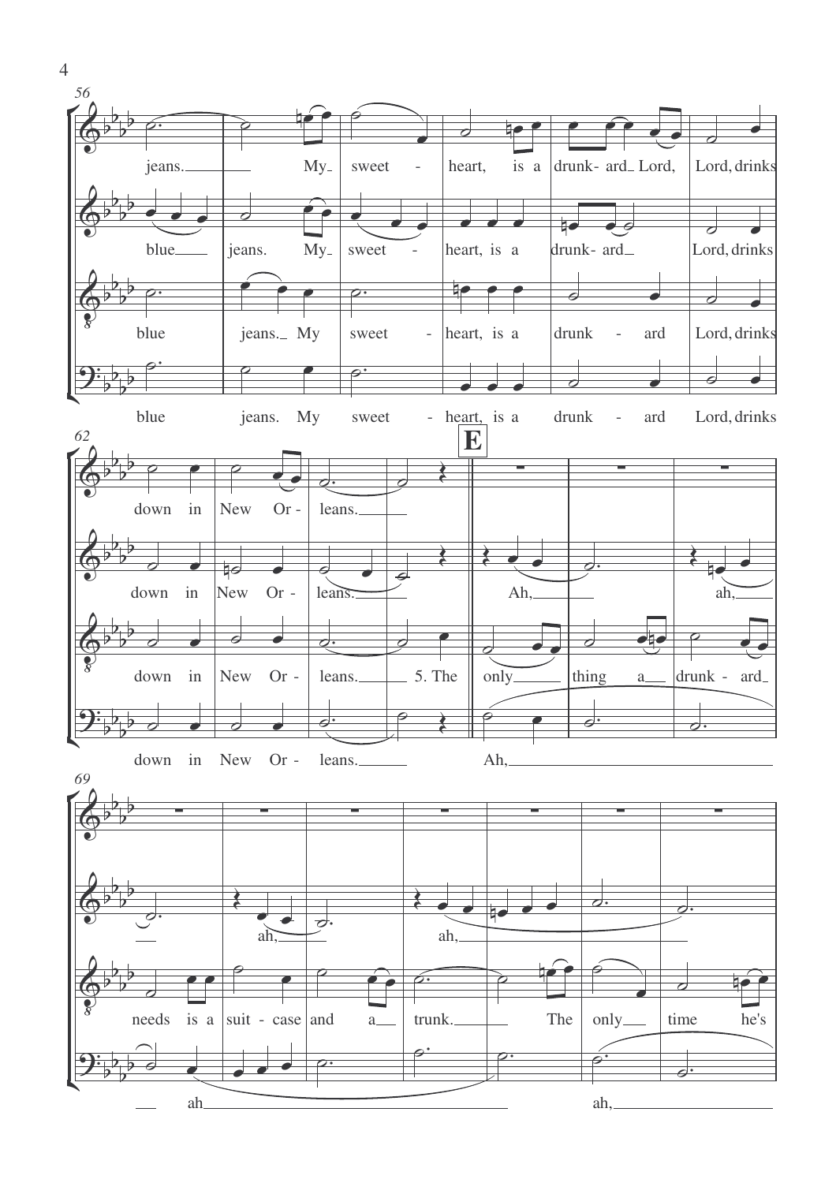56

jeans. My sweet - heart, is a drunk- ard Lord, Lord, drinks

blue jeans. My sweet - heart, is a drunk- ard Lord, drinks

blue jeans. My sweet - heart, is a drunk - ard Lord, drinks

blue jeans. My sweet - heart, is a drunk - ard Lord, drinks

62

**E**

down in New Or - leans.

down in New Or - leans. Ah, ah,

down in New Or - leans. 5. The only thing a drunk - ard

down in New Or - leans. Ah,

69

ah, ah,

needs is a suit - case and a trunk. The only time he's

ah ah,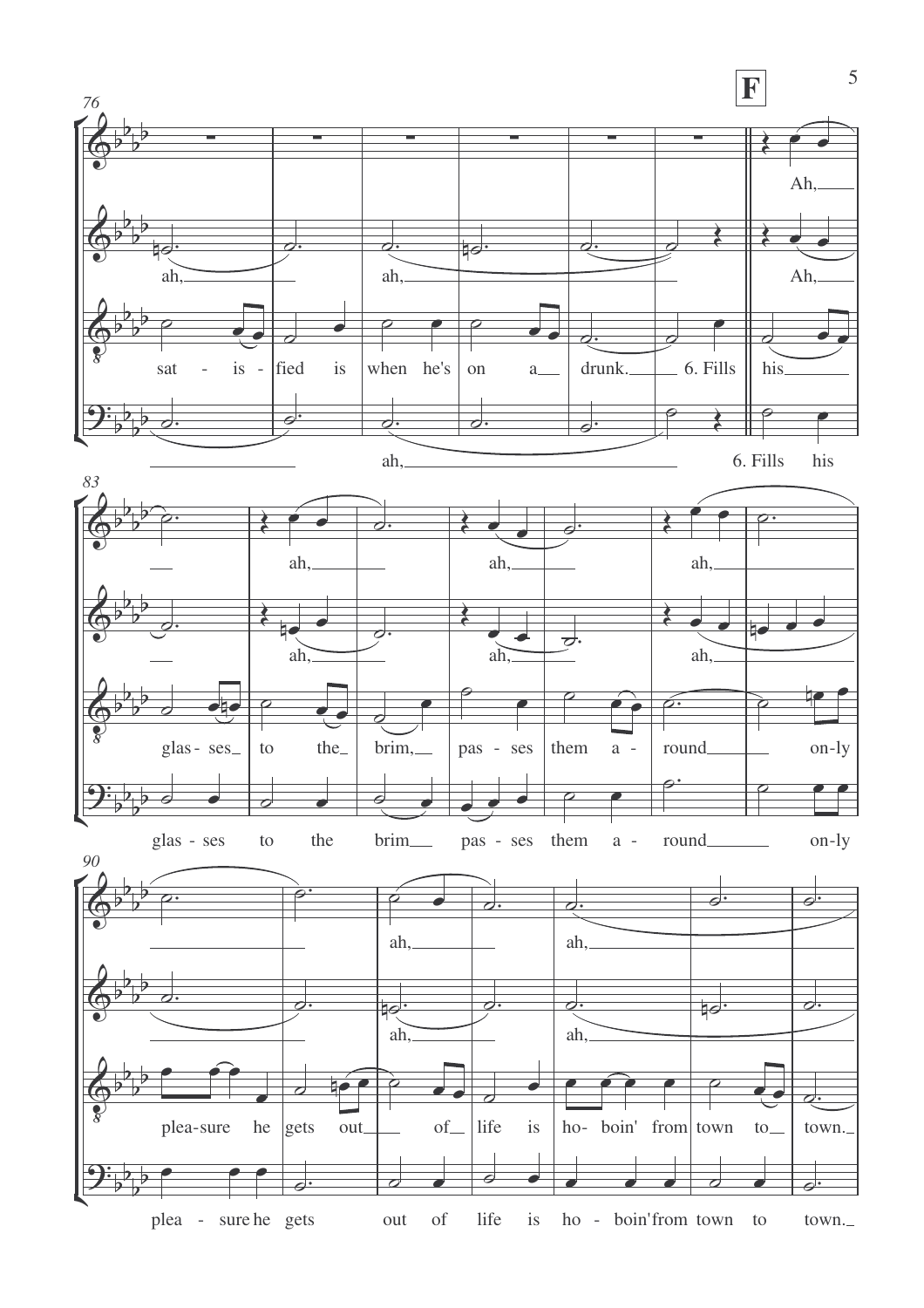**F**

ah, ah, Ah,

ah, ah, ah, Ah,

sat - is - fied is when he's on a drunk. 6. Fills his

ah, 6. Fills his

ah, ah, ah,

ah, ah, ah,

glas - ses to the brim, pas - ses them a - round on-ly

glas - ses to the brim pas - ses them a - round on-ly

ah, ah,

ah, ah,

plea-sure he gets out of life is ho- boin' from town to town.

plea - sure he gets out of life is ho - boin' from town to town.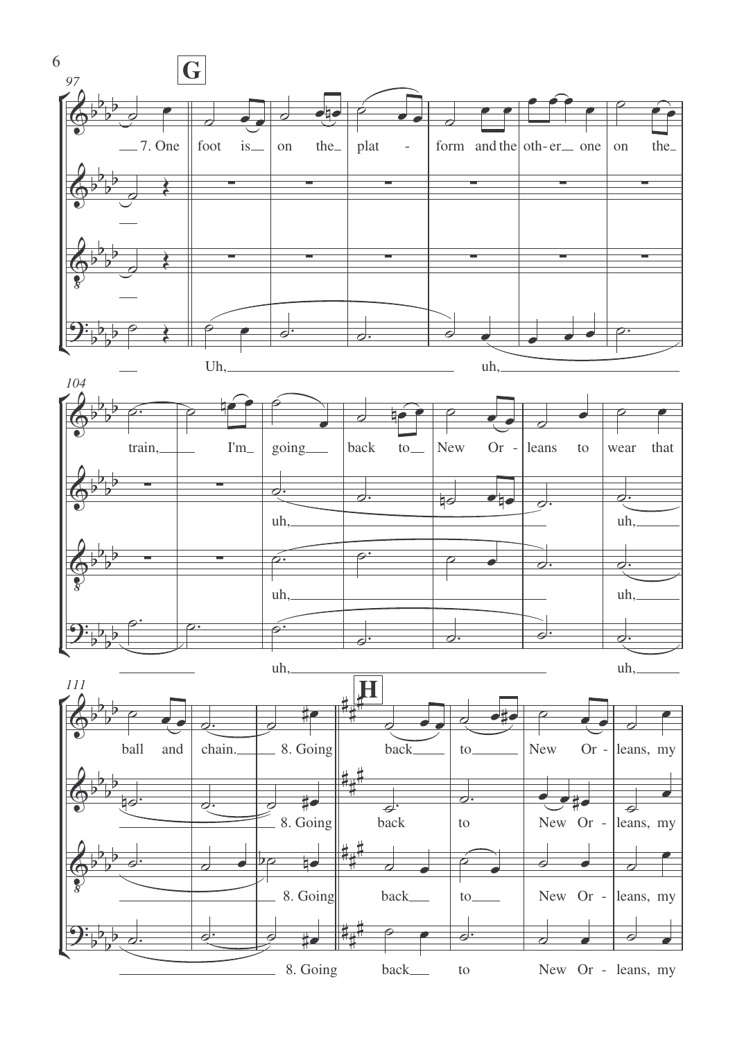**G**

97

7. One foot is on the plat - form and the oth-er one on the train, I'm going back to New Or - leans to wear that ball and chain. 8. Going back to New Or - leans, my

Uh, uh,

104

uh, uh,

111

**H**

8. Going back to New Or - leans, my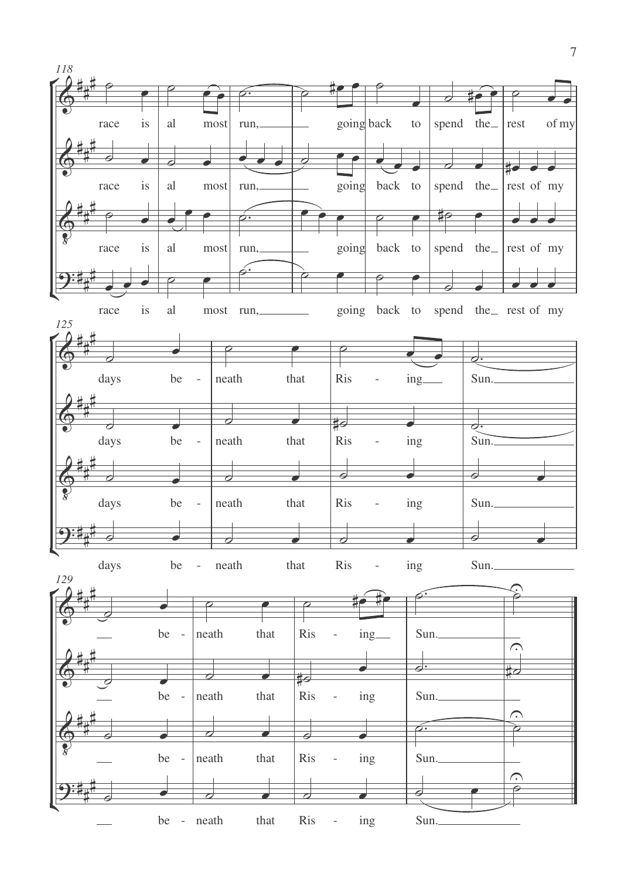118

race is al most run, going back to spend the rest of my

125

days be - neath that Ris - ing Sun.

129

be - neath that Ris - ing Sun.